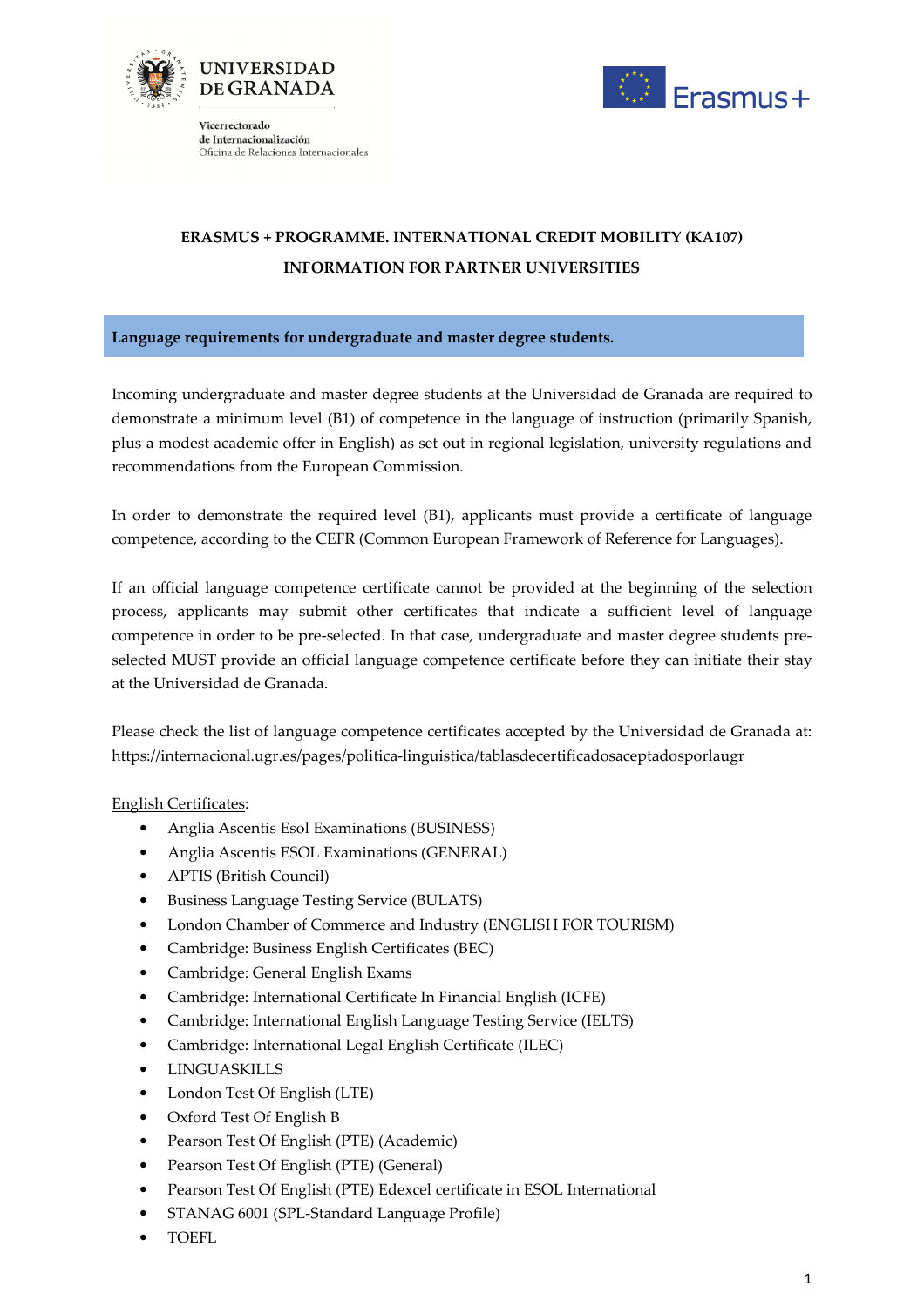UNIVERSIDAD DE GRANADA

Vicerrectorado de Internacionalización
Oficina de Relaciones Internacionales

Erasmus+

**ERASMUS + PROGRAMME. INTERNATIONAL CREDIT MOBILITY (KA107)**

**INFORMATION FOR PARTNER UNIVERSITIES**

## Language requirements for undergraduate and master degree students.

Incoming undergraduate and master degree students at the Universidad de Granada are required to demonstrate a minimum level (B1) of competence in the language of instruction (primarily Spanish, plus a modest academic offer in English) as set out in regional legislation, university regulations and recommendations from the European Commission.

In order to demonstrate the required level (B1), applicants must provide a certificate of language competence, according to the CEFR (Common European Framework of Reference for Languages).

If an official language competence certificate cannot be provided at the beginning of the selection process, applicants may submit other certificates that indicate a sufficient level of language competence in order to be pre-selected. In that case, undergraduate and master degree students pre-selected MUST provide an official language competence certificate before they can initiate their stay at the Universidad de Granada.

Please check the list of language competence certificates accepted by the Universidad de Granada at: https://internacional.ugr.es/pages/politica-linguistica/tablasdecertificadosaceptadosporlaugr

English Certificates:

- Anglia Ascentis Esol Examinations (BUSINESS)
- Anglia Ascentis ESOL Examinations (GENERAL)
- APTIS (British Council)
- Business Language Testing Service (BULATS)
- London Chamber of Commerce and Industry (ENGLISH FOR TOURISM)
- Cambridge: Business English Certificates (BEC)
- Cambridge: General English Exams
- Cambridge: International Certificate In Financial English (ICFE)
- Cambridge: International English Language Testing Service (IELTS)
- Cambridge: International Legal English Certificate (ILEC)
- LINGUASKILLS
- London Test Of English (LTE)
- Oxford Test Of English B
- Pearson Test Of English (PTE) (Academic)
- Pearson Test Of English (PTE) (General)
- Pearson Test Of English (PTE) Edexcel certificate in ESOL International
- STANAG 6001 (SPL-Standard Language Profile)
- TOEFL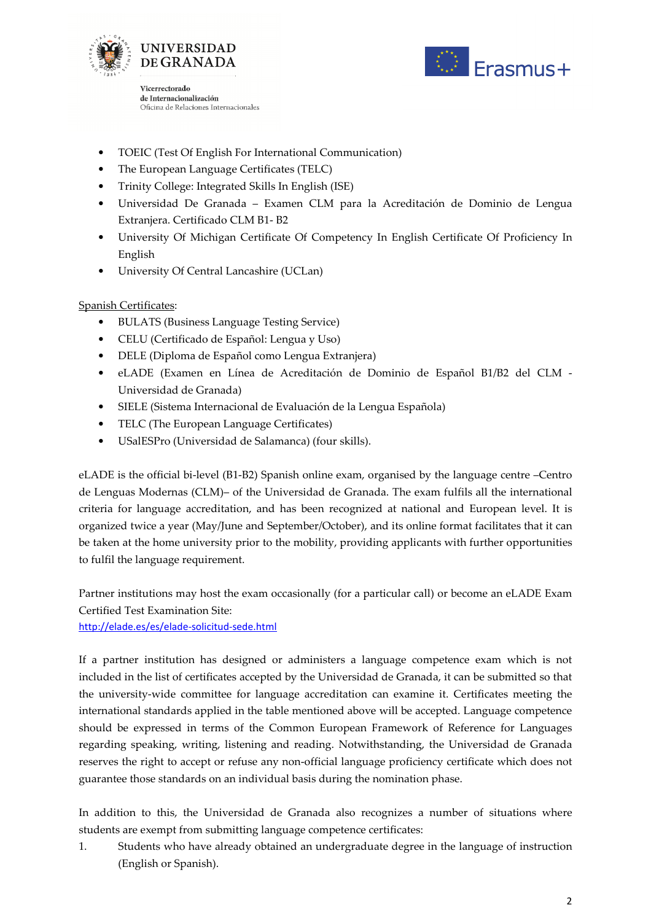- TOEIC (Test Of English For International Communication)
- The European Language Certificates (TELC)
- Trinity College: Integrated Skills In English (ISE)
- Universidad De Granada – Examen CLM para la Acreditación de Dominio de Lengua Extranjera. Certificado CLM B1- B2
- University Of Michigan Certificate Of Competency In English Certificate Of Proficiency In English
- University Of Central Lancashire (UCLan)

<u>Spanish Certificates</u>:

- BULATS (Business Language Testing Service)
- CELU (Certificado de Español: Lengua y Uso)
- DELE (Diploma de Español como Lengua Extranjera)
- eLADE (Examen en Línea de Acreditación de Dominio de Español B1/B2 del CLM - Universidad de Granada)
- SIELE (Sistema Internacional de Evaluación de la Lengua Española)
- TELC (The European Language Certificates)
- USalESPro (Universidad de Salamanca) (four skills).

eLADE is the official bi-level (B1-B2) Spanish online exam, organised by the language centre –Centro de Lenguas Modernas (CLM)– of the Universidad de Granada. The exam fulfils all the international criteria for language accreditation, and has been recognized at national and European level. It is organized twice a year (May/June and September/October), and its online format facilitates that it can be taken at the home university prior to the mobility, providing applicants with further opportunities to fulfil the language requirement.

Partner institutions may host the exam occasionally (for a particular call) or become an eLADE Exam Certified Test Examination Site:
http://elade.es/es/elade-solicitud-sede.html

If a partner institution has designed or administers a language competence exam which is not included in the list of certificates accepted by the Universidad de Granada, it can be submitted so that the university-wide committee for language accreditation can examine it. Certificates meeting the international standards applied in the table mentioned above will be accepted. Language competence should be expressed in terms of the Common European Framework of Reference for Languages regarding speaking, writing, listening and reading. Notwithstanding, the Universidad de Granada reserves the right to accept or refuse any non-official language proficiency certificate which does not guarantee those standards on an individual basis during the nomination phase.

In addition to this, the Universidad de Granada also recognizes a number of situations where students are exempt from submitting language competence certificates:

1. Students who have already obtained an undergraduate degree in the language of instruction (English or Spanish).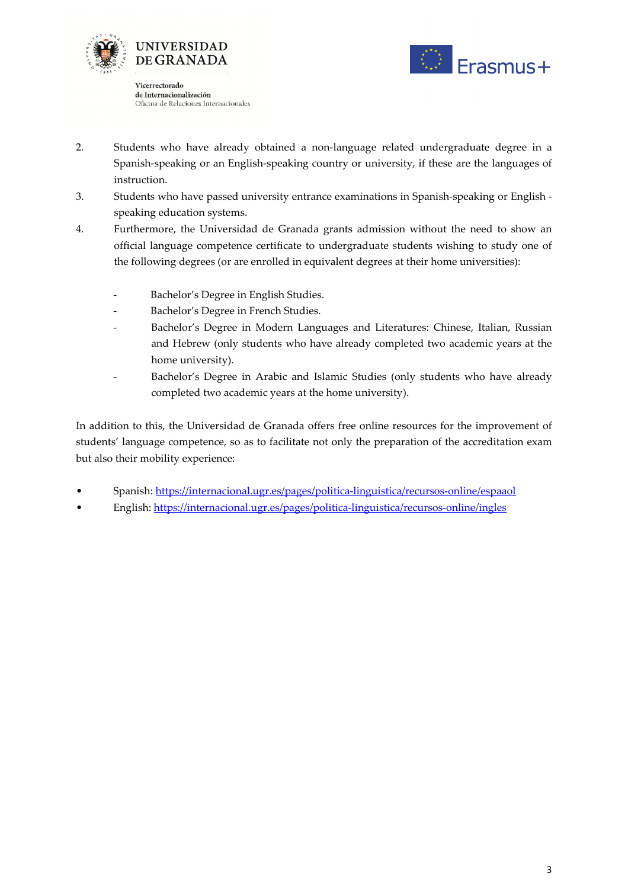2. Students who have already obtained a non-language related undergraduate degree in a Spanish-speaking or an English-speaking country or university, if these are the languages of instruction.
3. Students who have passed university entrance examinations in Spanish-speaking or English - speaking education systems.
4. Furthermore, the Universidad de Granada grants admission without the need to show an official language competence certificate to undergraduate students wishing to study one of the following degrees (or are enrolled in equivalent degrees at their home universities):

   - Bachelor's Degree in English Studies.
   - Bachelor's Degree in French Studies.
   - Bachelor's Degree in Modern Languages and Literatures: Chinese, Italian, Russian and Hebrew (only students who have already completed two academic years at the home university).
   - Bachelor's Degree in Arabic and Islamic Studies (only students who have already completed two academic years at the home university).

In addition to this, the Universidad de Granada offers free online resources for the improvement of students' language competence, so as to facilitate not only the preparation of the accreditation exam but also their mobility experience:

- Spanish: https://internacional.ugr.es/pages/politica-linguistica/recursos-online/espaaol
- English: https://internacional.ugr.es/pages/politica-linguistica/recursos-online/ingles